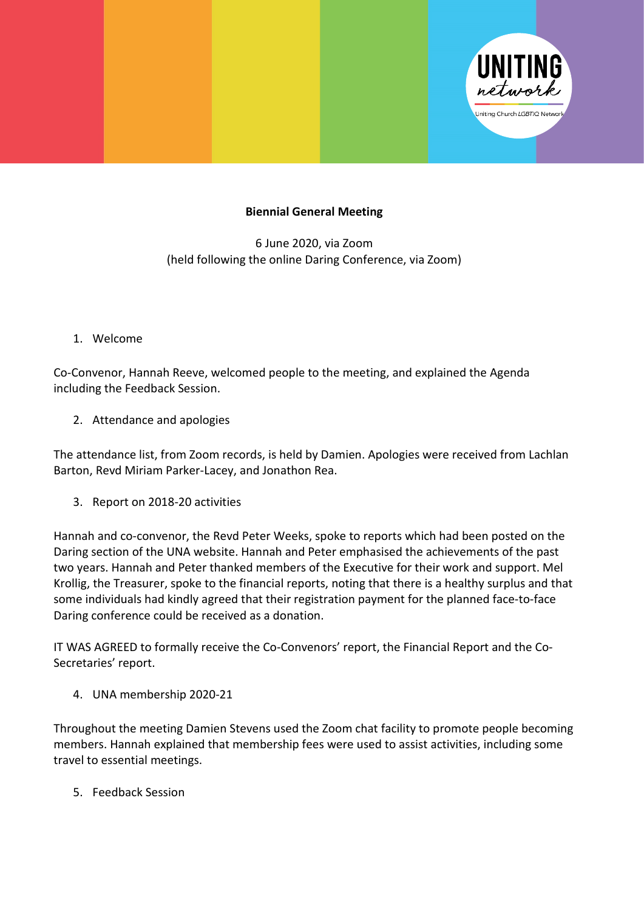# Biennial General Meeting

6 June 2020, via Zoom
(held following the online Daring Conference, via Zoom)

1. Welcome

Co-Convenor, Hannah Reeve, welcomed people to the meeting, and explained the Agenda including the Feedback Session.

2. Attendance and apologies

The attendance list, from Zoom records, is held by Damien. Apologies were received from Lachlan Barton, Revd Miriam Parker-Lacey, and Jonathon Rea.

3. Report on 2018-20 activities

Hannah and co-convenor, the Revd Peter Weeks, spoke to reports which had been posted on the Daring section of the UNA website. Hannah and Peter emphasised the achievements of the past two years. Hannah and Peter thanked members of the Executive for their work and support. Mel Krollig, the Treasurer, spoke to the financial reports, noting that there is a healthy surplus and that some individuals had kindly agreed that their registration payment for the planned face-to-face Daring conference could be received as a donation.

IT WAS AGREED to formally receive the Co-Convenors' report, the Financial Report and the Co-Secretaries' report.

4. UNA membership 2020-21

Throughout the meeting Damien Stevens used the Zoom chat facility to promote people becoming members. Hannah explained that membership fees were used to assist activities, including some travel to essential meetings.

5. Feedback Session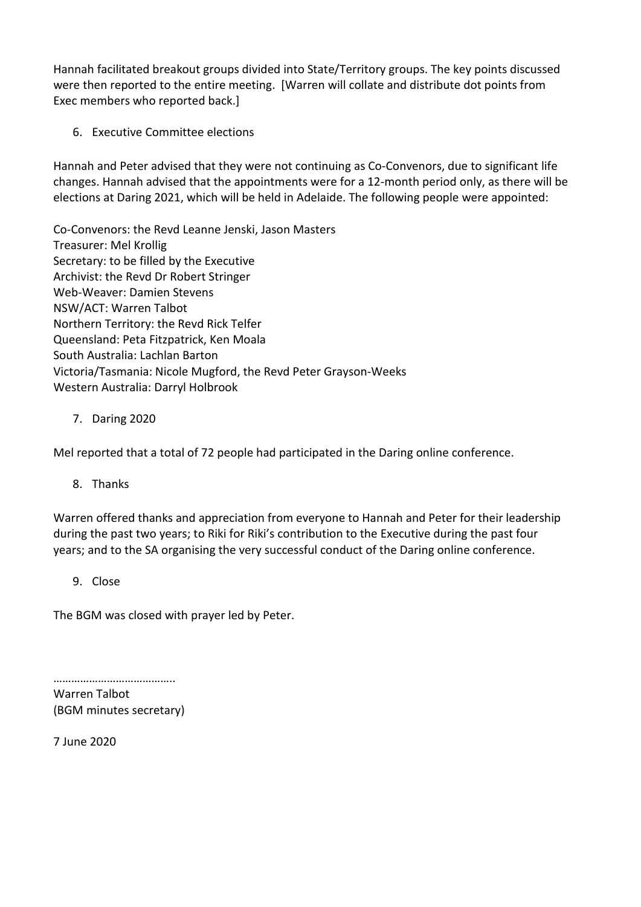Hannah facilitated breakout groups divided into State/Territory groups. The key points discussed were then reported to the entire meeting. [Warren will collate and distribute dot points from Exec members who reported back.]

6. Executive Committee elections

Hannah and Peter advised that they were not continuing as Co-Convenors, due to significant life changes. Hannah advised that the appointments were for a 12-month period only, as there will be elections at Daring 2021, which will be held in Adelaide. The following people were appointed:

Co-Convenors: the Revd Leanne Jenski, Jason Masters
Treasurer: Mel Krollig
Secretary: to be filled by the Executive
Archivist: the Revd Dr Robert Stringer
Web-Weaver: Damien Stevens
NSW/ACT: Warren Talbot
Northern Territory: the Revd Rick Telfer
Queensland: Peta Fitzpatrick, Ken Moala
South Australia: Lachlan Barton
Victoria/Tasmania: Nicole Mugford, the Revd Peter Grayson-Weeks
Western Australia: Darryl Holbrook

7. Daring 2020

Mel reported that a total of 72 people had participated in the Daring online conference.

8. Thanks

Warren offered thanks and appreciation from everyone to Hannah and Peter for their leadership during the past two years; to Riki for Riki's contribution to the Executive during the past four years; and to the SA organising the very successful conduct of the Daring online conference.

9. Close

The BGM was closed with prayer led by Peter.

…………………………………..
Warren Talbot
(BGM minutes secretary)

7 June 2020